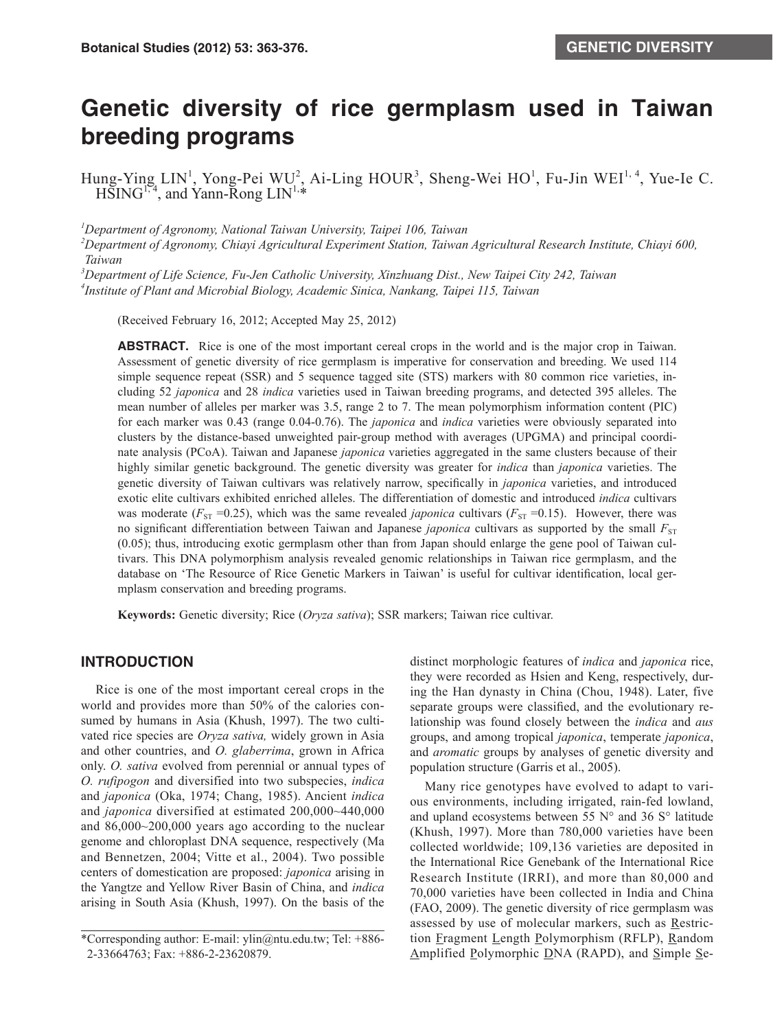# Genetic diversity of rice germplasm used in Taiwan breeding programs

Hung-Ying LIN[1], Yong-Pei WU[2], Ai-Ling HOUR[3], Sheng-Wei HO[1], Fu-Jin WEI[1,4], Yue-Ie C. HSING[1,4], and Yann-Rong LIN[1,*]

[1]Department of Agronomy, National Taiwan University, Taipei 106, Taiwan
[2]Department of Agronomy, Chiayi Agricultural Experiment Station, Taiwan Agricultural Research Institute, Chiayi 600, Taiwan
[3]Department of Life Science, Fu-Jen Catholic University, Xinzhuang Dist., New Taipei City 242, Taiwan
[4]Institute of Plant and Microbial Biology, Academic Sinica, Nankang, Taipei 115, Taiwan

(Received February 16, 2012; Accepted May 25, 2012)

**ABSTRACT.** Rice is one of the most important cereal crops in the world and is the major crop in Taiwan. Assessment of genetic diversity of rice germplasm is imperative for conservation and breeding. We used 114 simple sequence repeat (SSR) and 5 sequence tagged site (STS) markers with 80 common rice varieties, including 52 *japonica* and 28 *indica* varieties used in Taiwan breeding programs, and detected 395 alleles. The mean number of alleles per marker was 3.5, range 2 to 7. The mean polymorphism information content (PIC) for each marker was 0.43 (range 0.04-0.76). The *japonica* and *indica* varieties were obviously separated into clusters by the distance-based unweighted pair-group method with averages (UPGMA) and principal coordinate analysis (PCoA). Taiwan and Japanese *japonica* varieties aggregated in the same clusters because of their highly similar genetic background. The genetic diversity was greater for *indica* than *japonica* varieties. The genetic diversity of Taiwan cultivars was relatively narrow, specifically in *japonica* varieties, and introduced exotic elite cultivars exhibited enriched alleles. The differentiation of domestic and introduced *indica* cultivars was moderate ($F_{ST}$ =0.25), which was the same revealed *japonica* cultivars ($F_{ST}$ =0.15). However, there was no significant differentiation between Taiwan and Japanese *japonica* cultivars as supported by the small $F_{ST}$ (0.05); thus, introducing exotic germplasm other than from Japan should enlarge the gene pool of Taiwan cultivars. This DNA polymorphism analysis revealed genomic relationships in Taiwan rice germplasm, and the database on 'The Resource of Rice Genetic Markers in Taiwan' is useful for cultivar identification, local germplasm conservation and breeding programs.

**Keywords:** Genetic diversity; Rice (*Oryza sativa*); SSR markers; Taiwan rice cultivar.

## INTRODUCTION

Rice is one of the most important cereal crops in the world and provides more than 50% of the calories consumed by humans in Asia (Khush, 1997). The two cultivated rice species are *Oryza sativa,* widely grown in Asia and other countries, and *O. glaberrima*, grown in Africa only. *O. sativa* evolved from perennial or annual types of *O. rufipogon* and diversified into two subspecies, *indica* and *japonica* (Oka, 1974; Chang, 1985). Ancient *indica* and *japonica* diversified at estimated 200,000~440,000 and 86,000~200,000 years ago according to the nuclear genome and chloroplast DNA sequence, respectively (Ma and Bennetzen, 2004; Vitte et al., 2004). Two possible centers of domestication are proposed: *japonica* arising in the Yangtze and Yellow River Basin of China, and *indica* arising in South Asia (Khush, 1997). On the basis of the distinct morphologic features of *indica* and *japonica* rice, they were recorded as Hsien and Keng, respectively, during the Han dynasty in China (Chou, 1948). Later, five separate groups were classified, and the evolutionary relationship was found closely between the *indica* and *aus* groups, and among tropical *japonica*, temperate *japonica*, and *aromatic* groups by analyses of genetic diversity and population structure (Garris et al., 2005).

Many rice genotypes have evolved to adapt to various environments, including irrigated, rain-fed lowland, and upland ecosystems between 55 N° and 36 S° latitude (Khush, 1997). More than 780,000 varieties have been collected worldwide; 109,136 varieties are deposited in the International Rice Genebank of the International Rice Research Institute (IRRI), and more than 80,000 and 70,000 varieties have been collected in India and China (FAO, 2009). The genetic diversity of rice germplasm was assessed by use of molecular markers, such as Restriction Fragment Length Polymorphism (RFLP), Random Amplified Polymorphic DNA (RAPD), and Simple Se-

*Corresponding author: E-mail: ylin@ntu.edu.tw; Tel: +886-2-33664763; Fax: +886-2-23620879.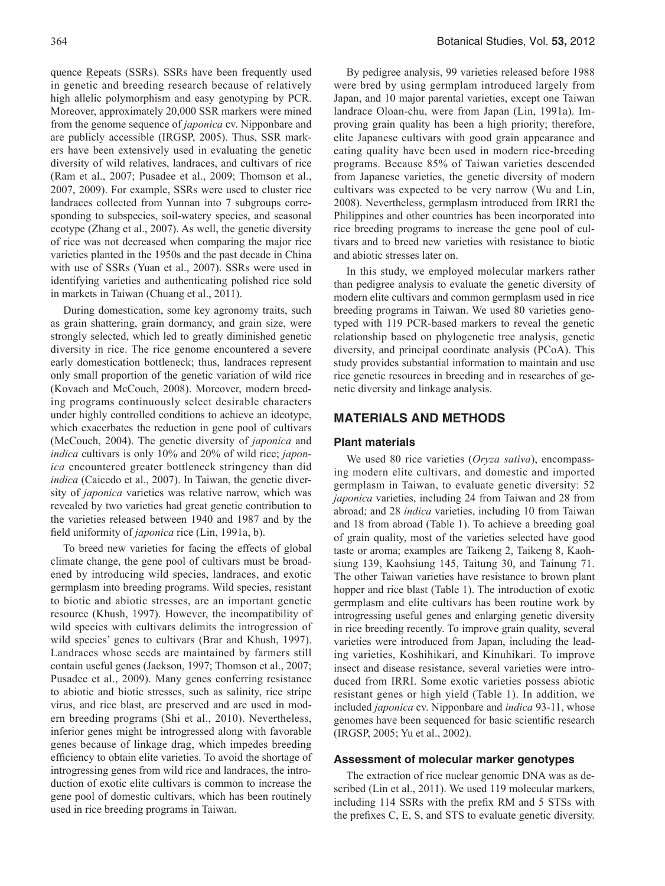quence Repeats (SSRs). SSRs have been frequently used in genetic and breeding research because of relatively high allelic polymorphism and easy genotyping by PCR. Moreover, approximately 20,000 SSR markers were mined from the genome sequence of *japonica* cv. Nipponbare and are publicly accessible (IRGSP, 2005). Thus, SSR markers have been extensively used in evaluating the genetic diversity of wild relatives, landraces, and cultivars of rice (Ram et al., 2007; Pusadee et al., 2009; Thomson et al., 2007, 2009). For example, SSRs were used to cluster rice landraces collected from Yunnan into 7 subgroups corresponding to subspecies, soil-watery species, and seasonal ecotype (Zhang et al., 2007). As well, the genetic diversity of rice was not decreased when comparing the major rice varieties planted in the 1950s and the past decade in China with use of SSRs (Yuan et al., 2007). SSRs were used in identifying varieties and authenticating polished rice sold in markets in Taiwan (Chuang et al., 2011).

During domestication, some key agronomy traits, such as grain shattering, grain dormancy, and grain size, were strongly selected, which led to greatly diminished genetic diversity in rice. The rice genome encountered a severe early domestication bottleneck; thus, landraces represent only small proportion of the genetic variation of wild rice (Kovach and McCouch, 2008). Moreover, modern breeding programs continuously select desirable characters under highly controlled conditions to achieve an ideotype, which exacerbates the reduction in gene pool of cultivars (McCouch, 2004). The genetic diversity of *japonica* and *indica* cultivars is only 10% and 20% of wild rice; *japonica* encountered greater bottleneck stringency than did *indica* (Caicedo et al., 2007). In Taiwan, the genetic diversity of *japonica* varieties was relative narrow, which was revealed by two varieties had great genetic contribution to the varieties released between 1940 and 1987 and by the field uniformity of *japonica* rice (Lin, 1991a, b).

To breed new varieties for facing the effects of global climate change, the gene pool of cultivars must be broadened by introducing wild species, landraces, and exotic germplasm into breeding programs. Wild species, resistant to biotic and abiotic stresses, are an important genetic resource (Khush, 1997). However, the incompatibility of wild species with cultivars delimits the introgression of wild species' genes to cultivars (Brar and Khush, 1997). Landraces whose seeds are maintained by farmers still contain useful genes (Jackson, 1997; Thomson et al., 2007; Pusadee et al., 2009). Many genes conferring resistance to abiotic and biotic stresses, such as salinity, rice stripe virus, and rice blast, are preserved and are used in modern breeding programs (Shi et al., 2010). Nevertheless, inferior genes might be introgressed along with favorable genes because of linkage drag, which impedes breeding efficiency to obtain elite varieties. To avoid the shortage of introgressing genes from wild rice and landraces, the introduction of exotic elite cultivars is common to increase the gene pool of domestic cultivars, which has been routinely used in rice breeding programs in Taiwan.

By pedigree analysis, 99 varieties released before 1988 were bred by using germplam introduced largely from Japan, and 10 major parental varieties, except one Taiwan landrace Oloan-chu, were from Japan (Lin, 1991a). Improving grain quality has been a high priority; therefore, elite Japanese cultivars with good grain appearance and eating quality have been used in modern rice-breeding programs. Because 85% of Taiwan varieties descended from Japanese varieties, the genetic diversity of modern cultivars was expected to be very narrow (Wu and Lin, 2008). Nevertheless, germplasm introduced from IRRI the Philippines and other countries has been incorporated into rice breeding programs to increase the gene pool of cultivars and to breed new varieties with resistance to biotic and abiotic stresses later on.

In this study, we employed molecular markers rather than pedigree analysis to evaluate the genetic diversity of modern elite cultivars and common germplasm used in rice breeding programs in Taiwan. We used 80 varieties genotyped with 119 PCR-based markers to reveal the genetic relationship based on phylogenetic tree analysis, genetic diversity, and principal coordinate analysis (PCoA). This study provides substantial information to maintain and use rice genetic resources in breeding and in researches of genetic diversity and linkage analysis.

## MATERIALS AND METHODS

### Plant materials

We used 80 rice varieties (*Oryza sativa*), encompassing modern elite cultivars, and domestic and imported germplasm in Taiwan, to evaluate genetic diversity: 52 *japonica* varieties, including 24 from Taiwan and 28 from abroad; and 28 *indica* varieties, including 10 from Taiwan and 18 from abroad (Table 1). To achieve a breeding goal of grain quality, most of the varieties selected have good taste or aroma; examples are Taikeng 2, Taikeng 8, Kaohsiung 139, Kaohsiung 145, Taitung 30, and Tainung 71. The other Taiwan varieties have resistance to brown plant hopper and rice blast (Table 1). The introduction of exotic germplasm and elite cultivars has been routine work by introgressing useful genes and enlarging genetic diversity in rice breeding recently. To improve grain quality, several varieties were introduced from Japan, including the leading varieties, Koshihikari, and Kinuhikari. To improve insect and disease resistance, several varieties were introduced from IRRI. Some exotic varieties possess abiotic resistant genes or high yield (Table 1). In addition, we included *japonica* cv. Nipponbare and *indica* 93-11, whose genomes have been sequenced for basic scientific research (IRGSP, 2005; Yu et al., 2002).

### Assessment of molecular marker genotypes

The extraction of rice nuclear genomic DNA was as described (Lin et al., 2011). We used 119 molecular markers, including 114 SSRs with the prefix RM and 5 STSs with the prefixes C, E, S, and STS to evaluate genetic diversity.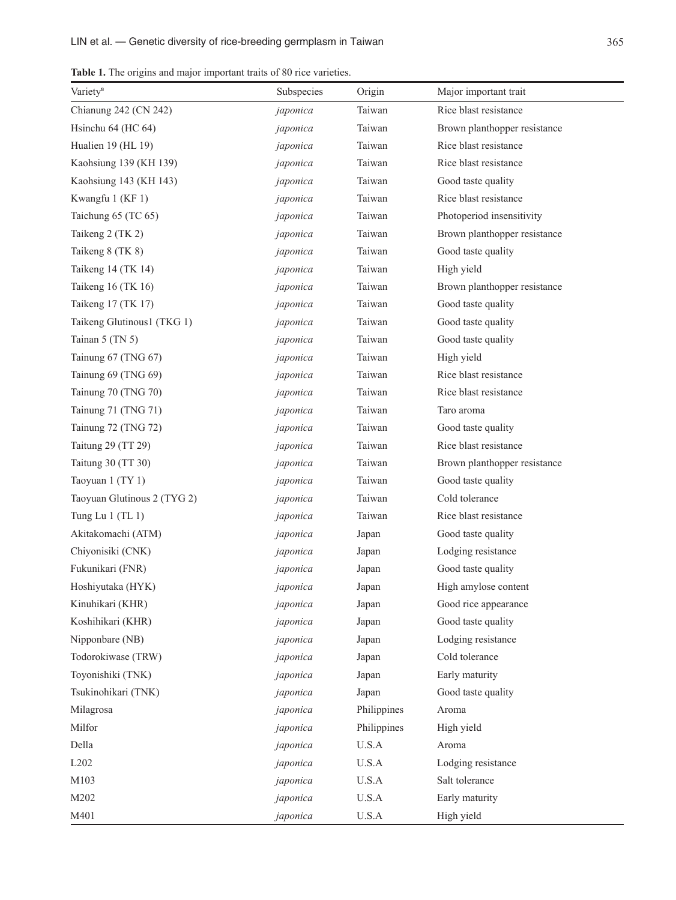**Table 1.** The origins and major important traits of 80 rice varieties.

| Variety[a] | Subspecies | Origin | Major important trait |
|---|---|---|---|
| Chianung 242 (CN 242) | *japonica* | Taiwan | Rice blast resistance |
| Hsinchu 64 (HC 64) | *japonica* | Taiwan | Brown planthopper resistance |
| Hualien 19 (HL 19) | *japonica* | Taiwan | Rice blast resistance |
| Kaohsiung 139 (KH 139) | *japonica* | Taiwan | Rice blast resistance |
| Kaohsiung 143 (KH 143) | *japonica* | Taiwan | Good taste quality |
| Kwangfu 1 (KF 1) | *japonica* | Taiwan | Rice blast resistance |
| Taichung 65 (TC 65) | *japonica* | Taiwan | Photoperiod insensitivity |
| Taikeng 2 (TK 2) | *japonica* | Taiwan | Brown planthopper resistance |
| Taikeng 8 (TK 8) | *japonica* | Taiwan | Good taste quality |
| Taikeng 14 (TK 14) | *japonica* | Taiwan | High yield |
| Taikeng 16 (TK 16) | *japonica* | Taiwan | Brown planthopper resistance |
| Taikeng 17 (TK 17) | *japonica* | Taiwan | Good taste quality |
| Taikeng Glutinous1 (TKG 1) | *japonica* | Taiwan | Good taste quality |
| Tainan 5 (TN 5) | *japonica* | Taiwan | Good taste quality |
| Tainung 67 (TNG 67) | *japonica* | Taiwan | High yield |
| Tainung 69 (TNG 69) | *japonica* | Taiwan | Rice blast resistance |
| Tainung 70 (TNG 70) | *japonica* | Taiwan | Rice blast resistance |
| Tainung 71 (TNG 71) | *japonica* | Taiwan | Taro aroma |
| Tainung 72 (TNG 72) | *japonica* | Taiwan | Good taste quality |
| Taitung 29 (TT 29) | *japonica* | Taiwan | Rice blast resistance |
| Taitung 30 (TT 30) | *japonica* | Taiwan | Brown planthopper resistance |
| Taoyuan 1 (TY 1) | *japonica* | Taiwan | Good taste quality |
| Taoyuan Glutinous 2 (TYG 2) | *japonica* | Taiwan | Cold tolerance |
| Tung Lu 1 (TL 1) | *japonica* | Taiwan | Rice blast resistance |
| Akitakomachi (ATM) | *japonica* | Japan | Good taste quality |
| Chiyonisiki (CNK) | *japonica* | Japan | Lodging resistance |
| Fukunikari (FNR) | *japonica* | Japan | Good taste quality |
| Hoshiyutaka (HYK) | *japonica* | Japan | High amylose content |
| Kinuhikari (KHR) | *japonica* | Japan | Good rice appearance |
| Koshihikari (KHR) | *japonica* | Japan | Good taste quality |
| Nipponbare (NB) | *japonica* | Japan | Lodging resistance |
| Todorokiwase (TRW) | *japonica* | Japan | Cold tolerance |
| Toyonishiki (TNK) | *japonica* | Japan | Early maturity |
| Tsukinohikari (TNK) | *japonica* | Japan | Good taste quality |
| Milagrosa | *japonica* | Philippines | Aroma |
| Milfor | *japonica* | Philippines | High yield |
| Della | *japonica* | U.S.A | Aroma |
| L202 | *japonica* | U.S.A | Lodging resistance |
| M103 | *japonica* | U.S.A | Salt tolerance |
| M202 | *japonica* | U.S.A | Early maturity |
| M401 | *japonica* | U.S.A | High yield |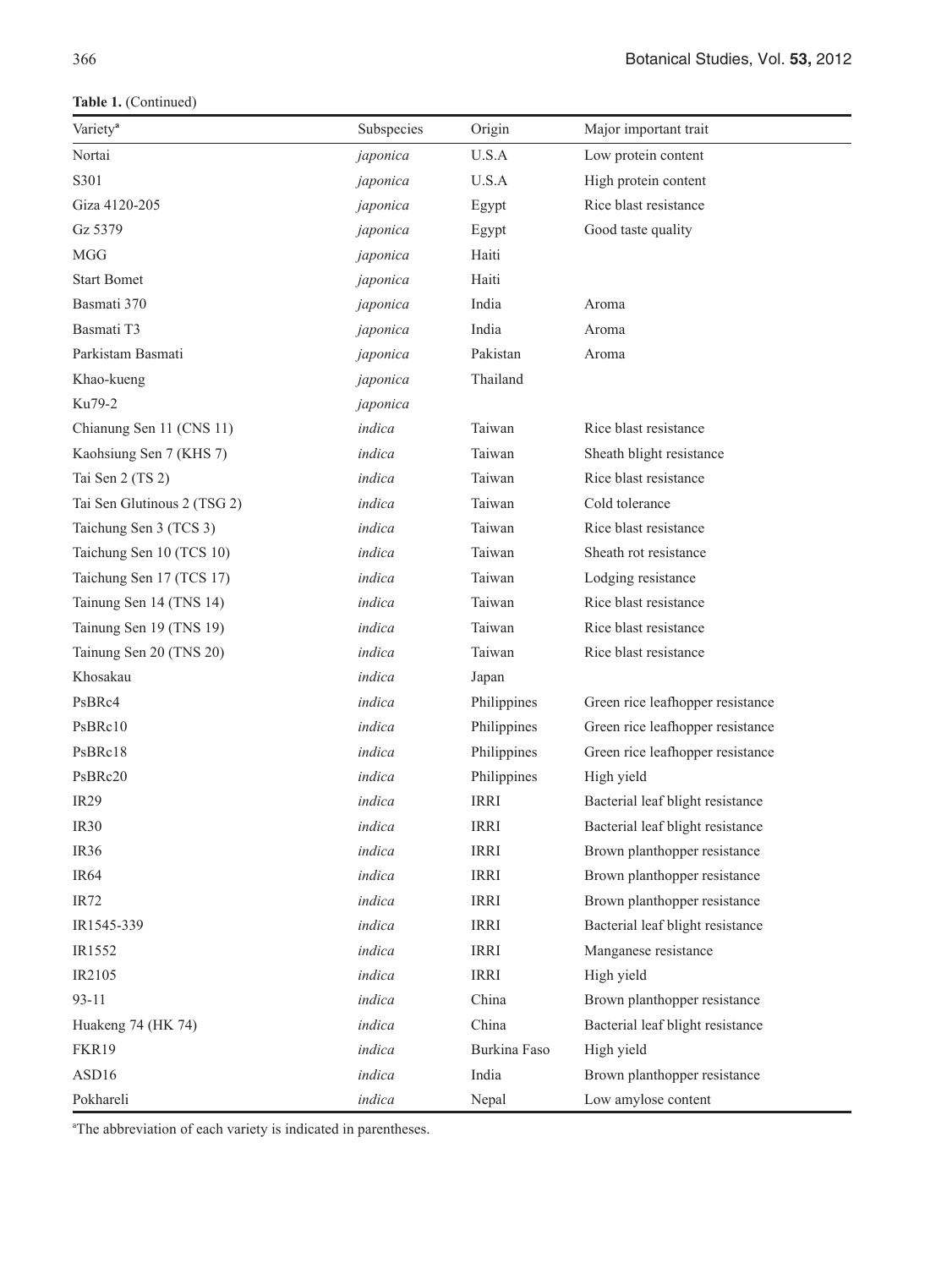**Table 1.** (Continued)

| Variety[a] | Subspecies | Origin | Major important trait |
|---|---|---|---|
| Nortai | *japonica* | U.S.A | Low protein content |
| S301 | *japonica* | U.S.A | High protein content |
| Giza 4120-205 | *japonica* | Egypt | Rice blast resistance |
| Gz 5379 | *japonica* | Egypt | Good taste quality |
| MGG | *japonica* | Haiti | |
| Start Bomet | *japonica* | Haiti | |
| Basmati 370 | *japonica* | India | Aroma |
| Basmati T3 | *japonica* | India | Aroma |
| Parkistam Basmati | *japonica* | Pakistan | Aroma |
| Khao-kueng | *japonica* | Thailand | |
| Ku79-2 | *japonica* | | |
| Chianung Sen 11 (CNS 11) | *indica* | Taiwan | Rice blast resistance |
| Kaohsiung Sen 7 (KHS 7) | *indica* | Taiwan | Sheath blight resistance |
| Tai Sen 2 (TS 2) | *indica* | Taiwan | Rice blast resistance |
| Tai Sen Glutinous 2 (TSG 2) | *indica* | Taiwan | Cold tolerance |
| Taichung Sen 3 (TCS 3) | *indica* | Taiwan | Rice blast resistance |
| Taichung Sen 10 (TCS 10) | *indica* | Taiwan | Sheath rot resistance |
| Taichung Sen 17 (TCS 17) | *indica* | Taiwan | Lodging resistance |
| Tainung Sen 14 (TNS 14) | *indica* | Taiwan | Rice blast resistance |
| Tainung Sen 19 (TNS 19) | *indica* | Taiwan | Rice blast resistance |
| Tainung Sen 20 (TNS 20) | *indica* | Taiwan | Rice blast resistance |
| Khosakau | *indica* | Japan | |
| PsBRc4 | *indica* | Philippines | Green rice leafhopper resistance |
| PsBRc10 | *indica* | Philippines | Green rice leafhopper resistance |
| PsBRc18 | *indica* | Philippines | Green rice leafhopper resistance |
| PsBRc20 | *indica* | Philippines | High yield |
| IR29 | *indica* | IRRI | Bacterial leaf blight resistance |
| IR30 | *indica* | IRRI | Bacterial leaf blight resistance |
| IR36 | *indica* | IRRI | Brown planthopper resistance |
| IR64 | *indica* | IRRI | Brown planthopper resistance |
| IR72 | *indica* | IRRI | Brown planthopper resistance |
| IR1545-339 | *indica* | IRRI | Bacterial leaf blight resistance |
| IR1552 | *indica* | IRRI | Manganese resistance |
| IR2105 | *indica* | IRRI | High yield |
| 93-11 | *indica* | China | Brown planthopper resistance |
| Huakeng 74 (HK 74) | *indica* | China | Bacterial leaf blight resistance |
| FKR19 | *indica* | Burkina Faso | High yield |
| ASD16 | *indica* | India | Brown planthopper resistance |
| Pokhareli | *indica* | Nepal | Low amylose content |

[a]The abbreviation of each variety is indicated in parentheses.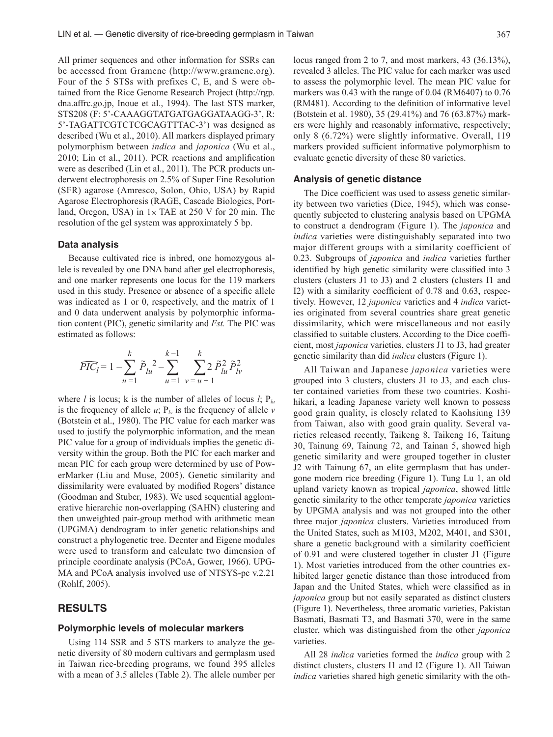All primer sequences and other information for SSRs can be accessed from Gramene (http://www.gramene.org). Four of the 5 STSs with prefixes C, E, and S were obtained from the Rice Genome Research Project (http://rgp.dna.affrc.go.jp, Inoue et al., 1994). The last STS marker, STS208 (F: 5'-CAAAGGTATGATGAGGATAAGG-3', R: 5'-TAGATTCGTCTCGCAGTTTAC-3') was designed as described (Wu et al., 2010). All markers displayed primary polymorphism between *indica* and *japonica* (Wu et al., 2010; Lin et al., 2011). PCR reactions and amplification were as described (Lin et al., 2011). The PCR products underwent electrophoresis on 2.5% of Super Fine Resolution (SFR) agarose (Amresco, Solon, Ohio, USA) by Rapid Agarose Electrophoresis (RAGE, Cascade Biologics, Portland, Oregon, USA) in 1× TAE at 250 V for 20 min. The resolution of the gel system was approximately 5 bp.

### Data analysis

Because cultivated rice is inbred, one homozygous allele is revealed by one DNA band after gel electrophoresis, and one marker represents one locus for the 119 markers used in this study. Presence or absence of a specific allele was indicated as 1 or 0, respectively, and the matrix of 1 and 0 data underwent analysis by polymorphic information content (PIC), genetic similarity and *Fst.* The PIC was estimated as follows:

$$\widehat{PIC_l} = 1 - \sum_{u=1}^{k} \tilde{P}_{lu}{}^2 - \sum_{u=1}^{k-1} \sum_{v=u+1}^{k} 2\,\tilde{P}_{lu}^2\,\tilde{P}_{lv}^2$$

where $l$ is locus; k is the number of alleles of locus $l$; $P_{lu}$ is the frequency of allele $u$; $P_{lv}$ is the frequency of allele $v$ (Botstein et al., 1980). The PIC value for each marker was used to justify the polymorphic information, and the mean PIC value for a group of individuals implies the genetic diversity within the group. Both the PIC for each marker and mean PIC for each group were determined by use of PowerMarker (Liu and Muse, 2005). Genetic similarity and dissimilarity were evaluated by modified Rogers' distance (Goodman and Stuber, 1983). We used sequential agglomerative hierarchic non-overlapping (SAHN) clustering and then unweighted pair-group method with arithmetic mean (UPGMA) dendrogram to infer genetic relationships and construct a phylogenetic tree. Decnter and Eigene modules were used to transform and calculate two dimension of principle coordinate analysis (PCoA, Gower, 1966). UPGMA and PCoA analysis involved use of NTSYS-pc v.2.21 (Rohlf, 2005).

## RESULTS

### Polymorphic levels of molecular markers

Using 114 SSR and 5 STS markers to analyze the genetic diversity of 80 modern cultivars and germplasm used in Taiwan rice-breeding programs, we found 395 alleles with a mean of 3.5 alleles (Table 2). The allele number per locus ranged from 2 to 7, and most markers, 43 (36.13%), revealed 3 alleles. The PIC value for each marker was used to assess the polymorphic level. The mean PIC value for markers was 0.43 with the range of 0.04 (RM6407) to 0.76 (RM481). According to the definition of informative level (Botstein et al. 1980), 35 (29.41%) and 76 (63.87%) markers were highly and reasonably informative, respectively; only 8 (6.72%) were slightly informative. Overall, 119 markers provided sufficient informative polymorphism to evaluate genetic diversity of these 80 varieties.

### Analysis of genetic distance

The Dice coefficient was used to assess genetic similarity between two varieties (Dice, 1945), which was consequently subjected to clustering analysis based on UPGMA to construct a dendrogram (Figure 1). The *japonica* and *indica* varieties were distinguishably separated into two major different groups with a similarity coefficient of 0.23. Subgroups of *japonica* and *indica* varieties further identified by high genetic similarity were classified into 3 clusters (clusters J1 to J3) and 2 clusters (clusters I1 and I2) with a similarity coefficient of 0.78 and 0.63, respectively. However, 12 *japonica* varieties and 4 *indica* varieties originated from several countries share great genetic dissimilarity, which were miscellaneous and not easily classified to suitable clusters. According to the Dice coefficient, most *japonica* varieties, clusters J1 to J3, had greater genetic similarity than did *indica* clusters (Figure 1).

All Taiwan and Japanese *japonica* varieties were grouped into 3 clusters, clusters J1 to J3, and each cluster contained varieties from these two countries. Koshihikari, a leading Japanese variety well known to possess good grain quality, is closely related to Kaohsiung 139 from Taiwan, also with good grain quality. Several varieties released recently, Taikeng 8, Taikeng 16, Taitung 30, Tainung 69, Tainung 72, and Tainan 5, showed high genetic similarity and were grouped together in cluster J2 with Tainung 67, an elite germplasm that has undergone modern rice breeding (Figure 1). Tung Lu 1, an old upland variety known as tropical *japonica*, showed little genetic similarity to the other temperate *japonica* varieties by UPGMA analysis and was not grouped into the other three major *japonica* clusters. Varieties introduced from the United States, such as M103, M202, M401, and S301, share a genetic background with a similarity coefficient of 0.91 and were clustered together in cluster J1 (Figure 1). Most varieties introduced from the other countries exhibited larger genetic distance than those introduced from Japan and the United States, which were classified as in *japonica* group but not easily separated as distinct clusters (Figure 1). Nevertheless, three aromatic varieties, Pakistan Basmati, Basmati T3, and Basmati 370, were in the same cluster, which was distinguished from the other *japonica* varieties.

All 28 *indica* varieties formed the *indica* group with 2 distinct clusters, clusters I1 and I2 (Figure 1). All Taiwan *indica* varieties shared high genetic similarity with the oth-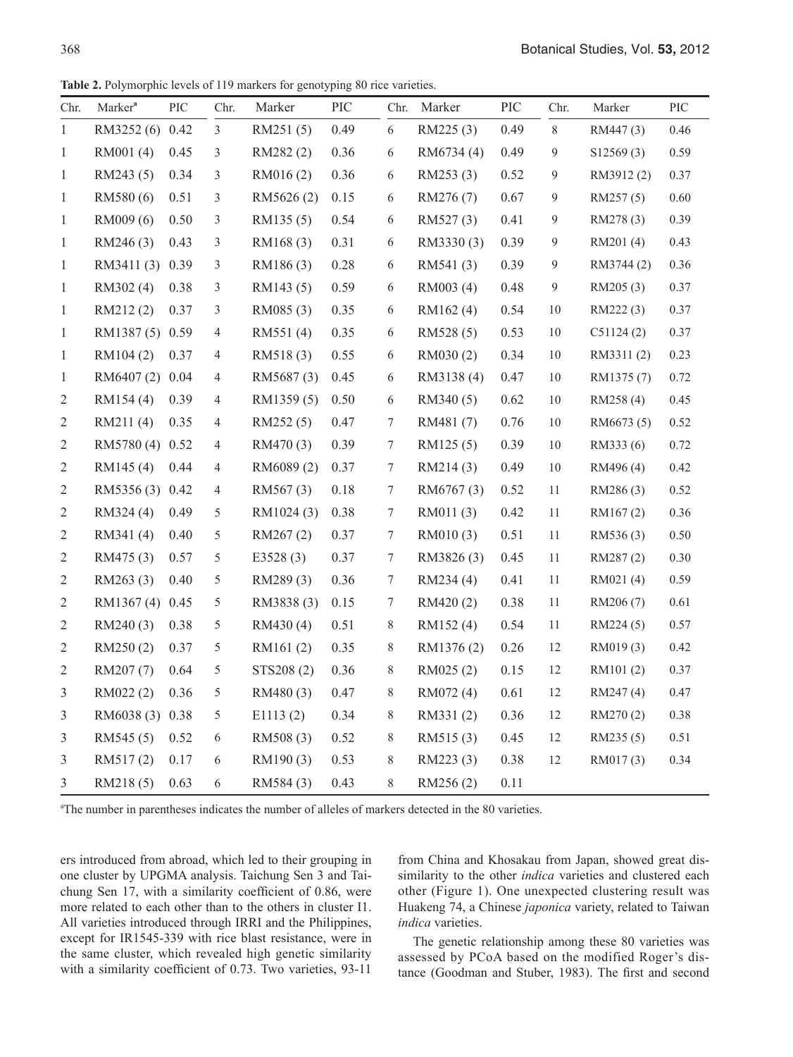**Table 2.** Polymorphic levels of 119 markers for genotyping 80 rice varieties.

| Chr. | Marker[a] | PIC | Chr. | Marker | PIC | Chr. | Marker | PIC | Chr. | Marker | PIC |
|---|---|---|---|---|---|---|---|---|---|---|---|
| 1 | RM3252 (6) | 0.42 | 3 | RM251 (5) | 0.49 | 6 | RM225 (3) | 0.49 | 8 | RM447 (3) | 0.46 |
| 1 | RM001 (4) | 0.45 | 3 | RM282 (2) | 0.36 | 6 | RM6734 (4) | 0.49 | 9 | S12569 (3) | 0.59 |
| 1 | RM243 (5) | 0.34 | 3 | RM016 (2) | 0.36 | 6 | RM253 (3) | 0.52 | 9 | RM3912 (2) | 0.37 |
| 1 | RM580 (6) | 0.51 | 3 | RM5626 (2) | 0.15 | 6 | RM276 (7) | 0.67 | 9 | RM257 (5) | 0.60 |
| 1 | RM009 (6) | 0.50 | 3 | RM135 (5) | 0.54 | 6 | RM527 (3) | 0.41 | 9 | RM278 (3) | 0.39 |
| 1 | RM246 (3) | 0.43 | 3 | RM168 (3) | 0.31 | 6 | RM3330 (3) | 0.39 | 9 | RM201 (4) | 0.43 |
| 1 | RM3411 (3) | 0.39 | 3 | RM186 (3) | 0.28 | 6 | RM541 (3) | 0.39 | 9 | RM3744 (2) | 0.36 |
| 1 | RM302 (4) | 0.38 | 3 | RM143 (5) | 0.59 | 6 | RM003 (4) | 0.48 | 9 | RM205 (3) | 0.37 |
| 1 | RM212 (2) | 0.37 | 3 | RM085 (3) | 0.35 | 6 | RM162 (4) | 0.54 | 10 | RM222 (3) | 0.37 |
| 1 | RM1387 (5) | 0.59 | 4 | RM551 (4) | 0.35 | 6 | RM528 (5) | 0.53 | 10 | C51124 (2) | 0.37 |
| 1 | RM104 (2) | 0.37 | 4 | RM518 (3) | 0.55 | 6 | RM030 (2) | 0.34 | 10 | RM3311 (2) | 0.23 |
| 1 | RM6407 (2) | 0.04 | 4 | RM5687 (3) | 0.45 | 6 | RM3138 (4) | 0.47 | 10 | RM1375 (7) | 0.72 |
| 2 | RM154 (4) | 0.39 | 4 | RM1359 (5) | 0.50 | 6 | RM340 (5) | 0.62 | 10 | RM258 (4) | 0.45 |
| 2 | RM211 (4) | 0.35 | 4 | RM252 (5) | 0.47 | 7 | RM481 (7) | 0.76 | 10 | RM6673 (5) | 0.52 |
| 2 | RM5780 (4) | 0.52 | 4 | RM470 (3) | 0.39 | 7 | RM125 (5) | 0.39 | 10 | RM333 (6) | 0.72 |
| 2 | RM145 (4) | 0.44 | 4 | RM6089 (2) | 0.37 | 7 | RM214 (3) | 0.49 | 10 | RM496 (4) | 0.42 |
| 2 | RM5356 (3) | 0.42 | 4 | RM567 (3) | 0.18 | 7 | RM6767 (3) | 0.52 | 11 | RM286 (3) | 0.52 |
| 2 | RM324 (4) | 0.49 | 5 | RM1024 (3) | 0.38 | 7 | RM011 (3) | 0.42 | 11 | RM167 (2) | 0.36 |
| 2 | RM341 (4) | 0.40 | 5 | RM267 (2) | 0.37 | 7 | RM010 (3) | 0.51 | 11 | RM536 (3) | 0.50 |
| 2 | RM475 (3) | 0.57 | 5 | E3528 (3) | 0.37 | 7 | RM3826 (3) | 0.45 | 11 | RM287 (2) | 0.30 |
| 2 | RM263 (3) | 0.40 | 5 | RM289 (3) | 0.36 | 7 | RM234 (4) | 0.41 | 11 | RM021 (4) | 0.59 |
| 2 | RM1367 (4) | 0.45 | 5 | RM3838 (3) | 0.15 | 7 | RM420 (2) | 0.38 | 11 | RM206 (7) | 0.61 |
| 2 | RM240 (3) | 0.38 | 5 | RM430 (4) | 0.51 | 8 | RM152 (4) | 0.54 | 11 | RM224 (5) | 0.57 |
| 2 | RM250 (2) | 0.37 | 5 | RM161 (2) | 0.35 | 8 | RM1376 (2) | 0.26 | 12 | RM019 (3) | 0.42 |
| 2 | RM207 (7) | 0.64 | 5 | STS208 (2) | 0.36 | 8 | RM025 (2) | 0.15 | 12 | RM101 (2) | 0.37 |
| 3 | RM022 (2) | 0.36 | 5 | RM480 (3) | 0.47 | 8 | RM072 (4) | 0.61 | 12 | RM247 (4) | 0.47 |
| 3 | RM6038 (3) | 0.38 | 5 | E1113 (2) | 0.34 | 8 | RM331 (2) | 0.36 | 12 | RM270 (2) | 0.38 |
| 3 | RM545 (5) | 0.52 | 6 | RM508 (3) | 0.52 | 8 | RM515 (3) | 0.45 | 12 | RM235 (5) | 0.51 |
| 3 | RM517 (2) | 0.17 | 6 | RM190 (3) | 0.53 | 8 | RM223 (3) | 0.38 | 12 | RM017 (3) | 0.34 |
| 3 | RM218 (5) | 0.63 | 6 | RM584 (3) | 0.43 | 8 | RM256 (2) | 0.11 | | | |

[a]The number in parentheses indicates the number of alleles of markers detected in the 80 varieties.

ers introduced from abroad, which led to their grouping in one cluster by UPGMA analysis. Taichung Sen 3 and Taichung Sen 17, with a similarity coefficient of 0.86, were more related to each other than to the others in cluster I1. All varieties introduced through IRRI and the Philippines, except for IR1545-339 with rice blast resistance, were in the same cluster, which revealed high genetic similarity with a similarity coefficient of 0.73. Two varieties, 93-11 from China and Khosakau from Japan, showed great dissimilarity to the other *indica* varieties and clustered each other (Figure 1). One unexpected clustering result was Huakeng 74, a Chinese *japonica* variety, related to Taiwan *indica* varieties.

The genetic relationship among these 80 varieties was assessed by PCoA based on the modified Roger's distance (Goodman and Stuber, 1983). The first and second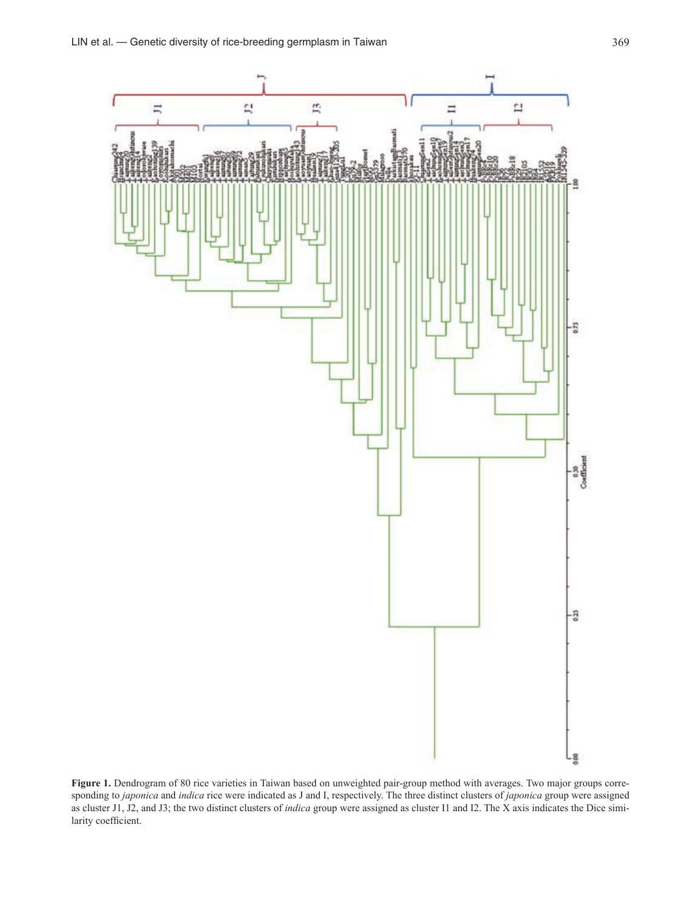**Figure 1.** Dendrogram of 80 rice varieties in Taiwan based on unweighted pair-group method with averages. Two major groups corresponding to *japonica* and *indica* rice were indicated as J and I, respectively. The three distinct clusters of *japonica* group were assigned as cluster J1, J2, and J3; the two distinct clusters of *indica* group were assigned as cluster I1 and I2. The X axis indicates the Dice similarity coefficient.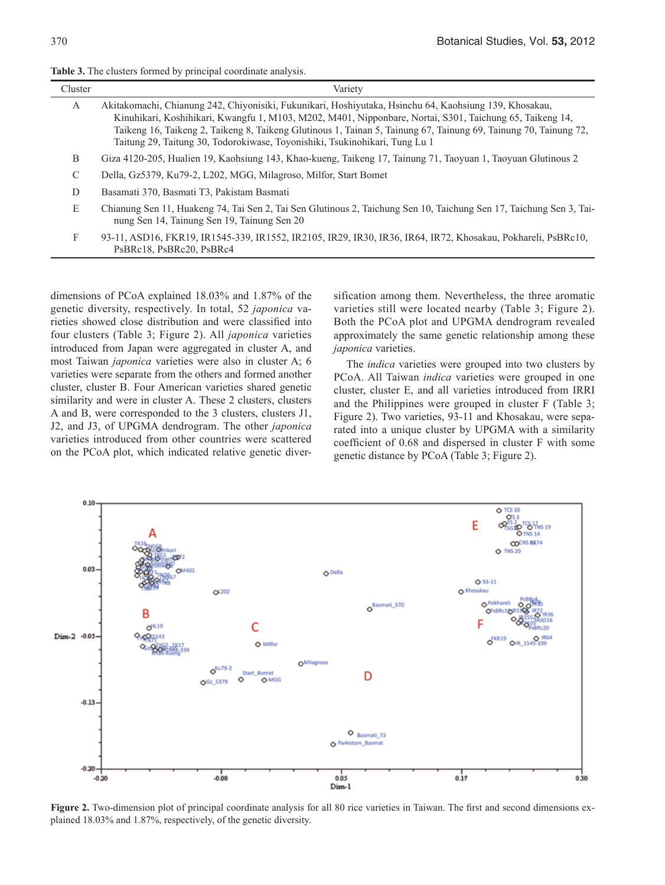**Table 3.** The clusters formed by principal coordinate analysis.

| Cluster | Variety |
|---|---|
| A | Akitakomachi, Chianung 242, Chiyonisiki, Fukunikari, Hoshiyutaka, Hsinchu 64, Kaohsiung 139, Khosakau, Kinuhikari, Koshihikari, Kwangfu 1, M103, M202, M401, Nipponbare, Nortai, S301, Taichung 65, Taikeng 14, Taikeng 16, Taikeng 2, Taikeng 8, Taikeng Glutinous 1, Tainan 5, Tainung 67, Tainung 69, Tainung 70, Tainung 72, Taitung 29, Taitung 30, Todorokiwase, Toyonishiki, Tsukinohikari, Tung Lu 1 |
| B | Giza 4120-205, Hualien 19, Kaohsiung 143, Khao-kueng, Taikeng 17, Tainung 71, Taoyuan 1, Taoyuan Glutinous 2 |
| C | Della, Gz5379, Ku79-2, L202, MGG, Milagroso, Milfor, Start Bomet |
| D | Basamati 370, Basmati T3, Pakistam Basmati |
| E | Chianung Sen 11, Huakeng 74, Tai Sen 2, Tai Sen Glutinous 2, Taichung Sen 10, Taichung Sen 17, Taichung Sen 3, Tainung Sen 14, Tainung Sen 19, Tainung Sen 20 |
| F | 93-11, ASD16, FKR19, IR1545-339, IR1552, IR2105, IR29, IR30, IR36, IR64, IR72, Khosakau, Pokhareli, PsBRc10, PsBRc18, PsBRc20, PsBRc4 |

dimensions of PCoA explained 18.03% and 1.87% of the genetic diversity, respectively. In total, 52 *japonica* varieties showed close distribution and were classified into four clusters (Table 3; Figure 2). All *japonica* varieties introduced from Japan were aggregated in cluster A, and most Taiwan *japonica* varieties were also in cluster A; 6 varieties were separate from the others and formed another cluster, cluster B. Four American varieties shared genetic similarity and were in cluster A. These 2 clusters, clusters A and B, were corresponded to the 3 clusters, clusters J1, J2, and J3, of UPGMA dendrogram. The other *japonica* varieties introduced from other countries were scattered on the PCoA plot, which indicated relative genetic diversification among them. Nevertheless, the three aromatic varieties still were located nearby (Table 3; Figure 2). Both the PCoA plot and UPGMA dendrogram revealed approximately the same genetic relationship among these *japonica* varieties.

The *indica* varieties were grouped into two clusters by PCoA. All Taiwan *indica* varieties were grouped in one cluster, cluster E, and all varieties introduced from IRRI and the Philippines were grouped in cluster F (Table 3; Figure 2). Two varieties, 93-11 and Khosakau, were separated into a unique cluster by UPGMA with a similarity coefficient of 0.68 and dispersed in cluster F with some genetic distance by PCoA (Table 3; Figure 2).

**Figure 2.** Two-dimension plot of principal coordinate analysis for all 80 rice varieties in Taiwan. The first and second dimensions explained 18.03% and 1.87%, respectively, of the genetic diversity.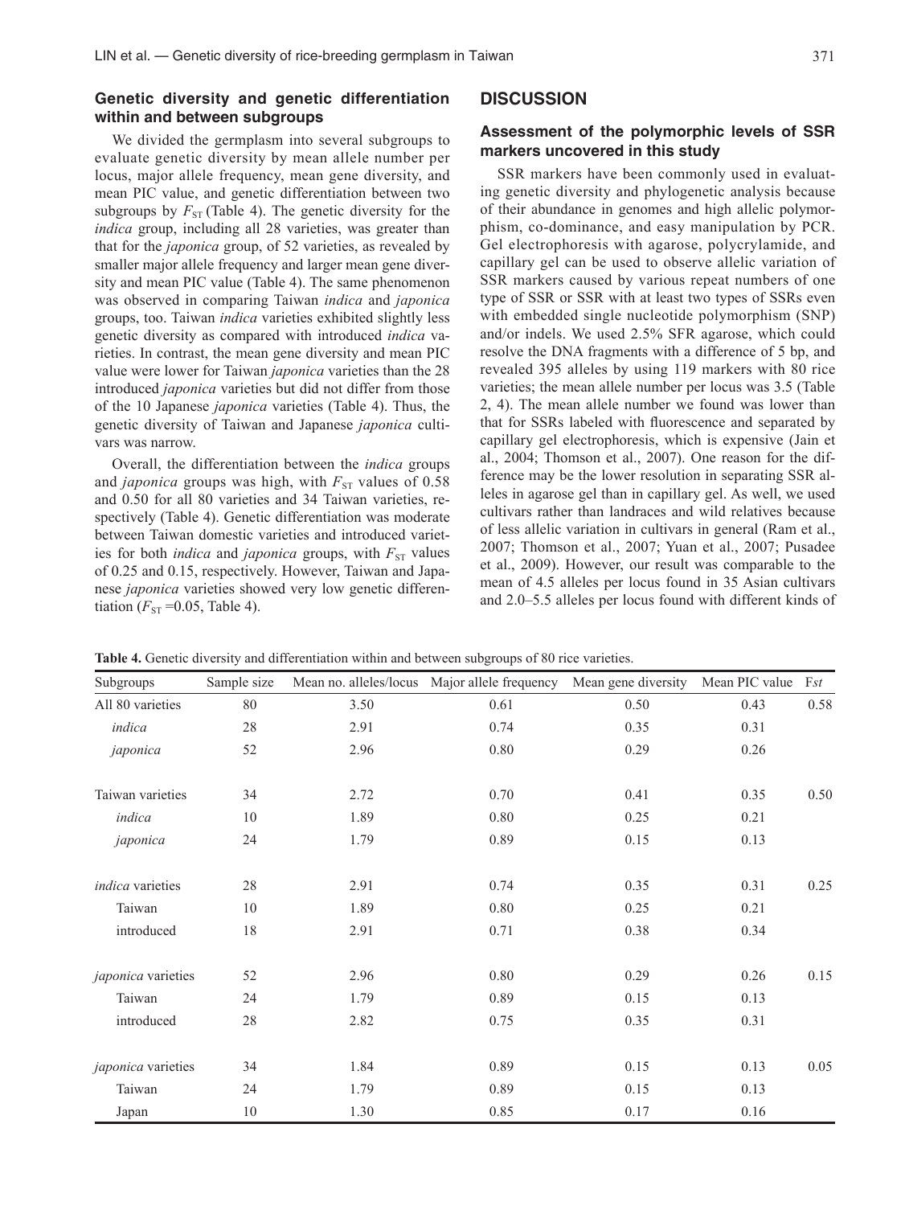### Genetic diversity and genetic differentiation within and between subgroups

We divided the germplasm into several subgroups to evaluate genetic diversity by mean allele number per locus, major allele frequency, mean gene diversity, and mean PIC value, and genetic differentiation between two subgroups by $F_{ST}$ (Table 4). The genetic diversity for the *indica* group, including all 28 varieties, was greater than that for the *japonica* group, of 52 varieties, as revealed by smaller major allele frequency and larger mean gene diversity and mean PIC value (Table 4). The same phenomenon was observed in comparing Taiwan *indica* and *japonica* groups, too. Taiwan *indica* varieties exhibited slightly less genetic diversity as compared with introduced *indica* varieties. In contrast, the mean gene diversity and mean PIC value were lower for Taiwan *japonica* varieties than the 28 introduced *japonica* varieties but did not differ from those of the 10 Japanese *japonica* varieties (Table 4). Thus, the genetic diversity of Taiwan and Japanese *japonica* cultivars was narrow.

Overall, the differentiation between the *indica* groups and *japonica* groups was high, with $F_{ST}$ values of 0.58 and 0.50 for all 80 varieties and 34 Taiwan varieties, respectively (Table 4). Genetic differentiation was moderate between Taiwan domestic varieties and introduced varieties for both *indica* and *japonica* groups, with $F_{ST}$ values of 0.25 and 0.15, respectively. However, Taiwan and Japanese *japonica* varieties showed very low genetic differentiation ($F_{ST}$ =0.05, Table 4).

## DISCUSSION

### Assessment of the polymorphic levels of SSR markers uncovered in this study

SSR markers have been commonly used in evaluating genetic diversity and phylogenetic analysis because of their abundance in genomes and high allelic polymorphism, co-dominance, and easy manipulation by PCR. Gel electrophoresis with agarose, polycrylamide, and capillary gel can be used to observe allelic variation of SSR markers caused by various repeat numbers of one type of SSR or SSR with at least two types of SSRs even with embedded single nucleotide polymorphism (SNP) and/or indels. We used 2.5% SFR agarose, which could resolve the DNA fragments with a difference of 5 bp, and revealed 395 alleles by using 119 markers with 80 rice varieties; the mean allele number per locus was 3.5 (Table 2, 4). The mean allele number we found was lower than that for SSRs labeled with fluorescence and separated by capillary gel electrophoresis, which is expensive (Jain et al., 2004; Thomson et al., 2007). One reason for the difference may be the lower resolution in separating SSR alleles in agarose gel than in capillary gel. As well, we used cultivars rather than landraces and wild relatives because of less allelic variation in cultivars in general (Ram et al., 2007; Thomson et al., 2007; Yuan et al., 2007; Pusadee et al., 2009). However, our result was comparable to the mean of 4.5 alleles per locus found in 35 Asian cultivars and 2.0–5.5 alleles per locus found with different kinds of

**Table 4.** Genetic diversity and differentiation within and between subgroups of 80 rice varieties.

| Subgroups | Sample size | Mean no. alleles/locus | Major allele frequency | Mean gene diversity | Mean PIC value | F*st* |
|---|---|---|---|---|---|---|
| All 80 varieties | 80 | 3.50 | 0.61 | 0.50 | 0.43 | 0.58 |
| *indica* | 28 | 2.91 | 0.74 | 0.35 | 0.31 | |
| *japonica* | 52 | 2.96 | 0.80 | 0.29 | 0.26 | |
| Taiwan varieties | 34 | 2.72 | 0.70 | 0.41 | 0.35 | 0.50 |
| *indica* | 10 | 1.89 | 0.80 | 0.25 | 0.21 | |
| *japonica* | 24 | 1.79 | 0.89 | 0.15 | 0.13 | |
| *indica* varieties | 28 | 2.91 | 0.74 | 0.35 | 0.31 | 0.25 |
| Taiwan | 10 | 1.89 | 0.80 | 0.25 | 0.21 | |
| introduced | 18 | 2.91 | 0.71 | 0.38 | 0.34 | |
| *japonica* varieties | 52 | 2.96 | 0.80 | 0.29 | 0.26 | 0.15 |
| Taiwan | 24 | 1.79 | 0.89 | 0.15 | 0.13 | |
| introduced | 28 | 2.82 | 0.75 | 0.35 | 0.31 | |
| *japonica* varieties | 34 | 1.84 | 0.89 | 0.15 | 0.13 | 0.05 |
| Taiwan | 24 | 1.79 | 0.89 | 0.15 | 0.13 | |
| Japan | 10 | 1.30 | 0.85 | 0.17 | 0.16 | |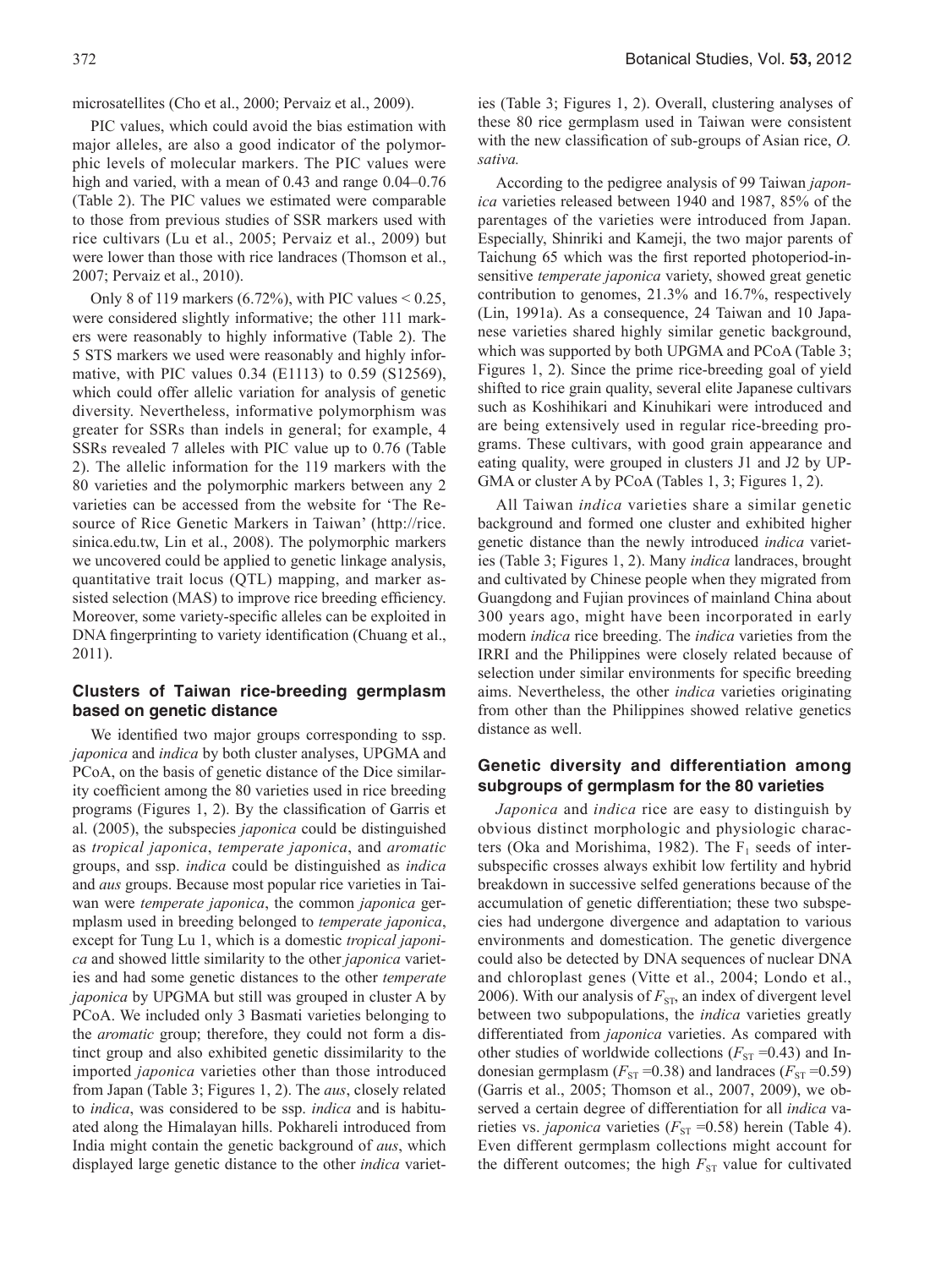microsatellites (Cho et al., 2000; Pervaiz et al., 2009).

PIC values, which could avoid the bias estimation with major alleles, are also a good indicator of the polymorphic levels of molecular markers. The PIC values were high and varied, with a mean of 0.43 and range 0.04–0.76 (Table 2). The PIC values we estimated were comparable to those from previous studies of SSR markers used with rice cultivars (Lu et al., 2005; Pervaiz et al., 2009) but were lower than those with rice landraces (Thomson et al., 2007; Pervaiz et al., 2010).

Only 8 of 119 markers (6.72%), with PIC values < 0.25, were considered slightly informative; the other 111 markers were reasonably to highly informative (Table 2). The 5 STS markers we used were reasonably and highly informative, with PIC values 0.34 (E1113) to 0.59 (S12569), which could offer allelic variation for analysis of genetic diversity. Nevertheless, informative polymorphism was greater for SSRs than indels in general; for example, 4 SSRs revealed 7 alleles with PIC value up to 0.76 (Table 2). The allelic information for the 119 markers with the 80 varieties and the polymorphic markers between any 2 varieties can be accessed from the website for 'The Resource of Rice Genetic Markers in Taiwan' (http://rice.sinica.edu.tw, Lin et al., 2008). The polymorphic markers we uncovered could be applied to genetic linkage analysis, quantitative trait locus (QTL) mapping, and marker assisted selection (MAS) to improve rice breeding efficiency. Moreover, some variety-specific alleles can be exploited in DNA fingerprinting to variety identification (Chuang et al., 2011).

### Clusters of Taiwan rice-breeding germplasm based on genetic distance

We identified two major groups corresponding to ssp. *japonica* and *indica* by both cluster analyses, UPGMA and PCoA, on the basis of genetic distance of the Dice similarity coefficient among the 80 varieties used in rice breeding programs (Figures 1, 2). By the classification of Garris et al. (2005), the subspecies *japonica* could be distinguished as *tropical japonica*, *temperate japonica*, and *aromatic* groups, and ssp. *indica* could be distinguished as *indica* and *aus* groups. Because most popular rice varieties in Taiwan were *temperate japonica*, the common *japonica* germplasm used in breeding belonged to *temperate japonica*, except for Tung Lu 1, which is a domestic *tropical japonica* and showed little similarity to the other *japonica* varieties and had some genetic distances to the other *temperate japonica* by UPGMA but still was grouped in cluster A by PCoA. We included only 3 Basmati varieties belonging to the *aromatic* group; therefore, they could not form a distinct group and also exhibited genetic dissimilarity to the imported *japonica* varieties other than those introduced from Japan (Table 3; Figures 1, 2). The *aus*, closely related to *indica*, was considered to be ssp. *indica* and is habituated along the Himalayan hills. Pokhareli introduced from India might contain the genetic background of *aus*, which displayed large genetic distance to the other *indica* varieties (Table 3; Figures 1, 2). Overall, clustering analyses of these 80 rice germplasm used in Taiwan were consistent with the new classification of sub-groups of Asian rice, *O. sativa.*

According to the pedigree analysis of 99 Taiwan *japonica* varieties released between 1940 and 1987, 85% of the parentages of the varieties were introduced from Japan. Especially, Shinriki and Kameji, the two major parents of Taichung 65 which was the first reported photoperiod-insensitive *temperate japonica* variety, showed great genetic contribution to genomes, 21.3% and 16.7%, respectively (Lin, 1991a). As a consequence, 24 Taiwan and 10 Japanese varieties shared highly similar genetic background, which was supported by both UPGMA and PCoA (Table 3; Figures 1, 2). Since the prime rice-breeding goal of yield shifted to rice grain quality, several elite Japanese cultivars such as Koshihikari and Kinuhikari were introduced and are being extensively used in regular rice-breeding programs. These cultivars, with good grain appearance and eating quality, were grouped in clusters J1 and J2 by UPGMA or cluster A by PCoA (Tables 1, 3; Figures 1, 2).

All Taiwan *indica* varieties share a similar genetic background and formed one cluster and exhibited higher genetic distance than the newly introduced *indica* varieties (Table 3; Figures 1, 2). Many *indica* landraces, brought and cultivated by Chinese people when they migrated from Guangdong and Fujian provinces of mainland China about 300 years ago, might have been incorporated in early modern *indica* rice breeding. The *indica* varieties from the IRRI and the Philippines were closely related because of selection under similar environments for specific breeding aims. Nevertheless, the other *indica* varieties originating from other than the Philippines showed relative genetics distance as well.

### Genetic diversity and differentiation among subgroups of germplasm for the 80 varieties

*Japonica* and *indica* rice are easy to distinguish by obvious distinct morphologic and physiologic characters (Oka and Morishima, 1982). The $F_1$ seeds of inter-subspecific crosses always exhibit low fertility and hybrid breakdown in successive selfed generations because of the accumulation of genetic differentiation; these two subspecies had undergone divergence and adaptation to various environments and domestication. The genetic divergence could also be detected by DNA sequences of nuclear DNA and chloroplast genes (Vitte et al., 2004; Londo et al., 2006). With our analysis of $F_{ST}$, an index of divergent level between two subpopulations, the *indica* varieties greatly differentiated from *japonica* varieties. As compared with other studies of worldwide collections ($F_{ST}$ =0.43) and Indonesian germplasm ($F_{ST}$ =0.38) and landraces ($F_{ST}$ =0.59) (Garris et al., 2005; Thomson et al., 2007, 2009), we observed a certain degree of differentiation for all *indica* varieties vs. *japonica* varieties ($F_{ST}$ =0.58) herein (Table 4). Even different germplasm collections might account for the different outcomes; the high $F_{ST}$ value for cultivated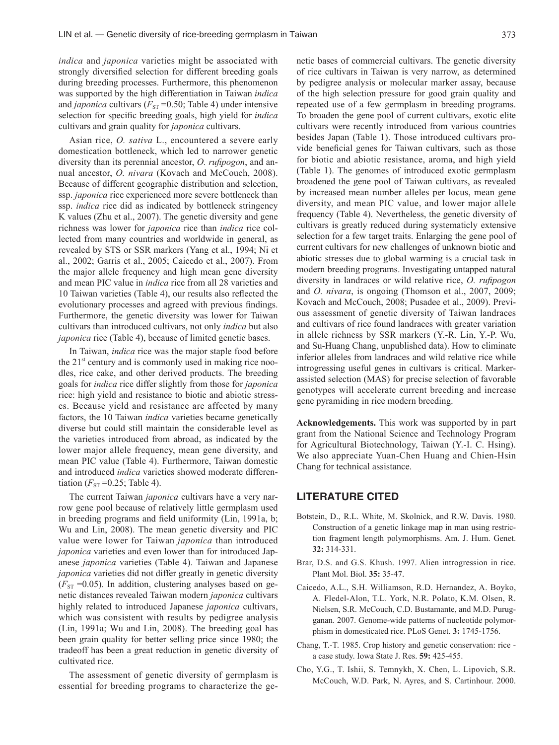*indica* and *japonica* varieties might be associated with strongly diversified selection for different breeding goals during breeding processes. Furthermore, this phenomenon was supported by the high differentiation in Taiwan *indica* and *japonica* cultivars ($F_{ST}$ =0.50; Table 4) under intensive selection for specific breeding goals, high yield for *indica* cultivars and grain quality for *japonica* cultivars.

Asian rice, *O. sativa* L., encountered a severe early domestication bottleneck, which led to narrower genetic diversity than its perennial ancestor, *O. rufipogon*, and annual ancestor, *O. nivara* (Kovach and McCouch, 2008). Because of different geographic distribution and selection, ssp. *japonica* rice experienced more severe bottleneck than ssp. *indica* rice did as indicated by bottleneck stringency K values (Zhu et al., 2007). The genetic diversity and gene richness was lower for *japonica* rice than *indica* rice collected from many countries and worldwide in general, as revealed by STS or SSR markers (Yang et al., 1994; Ni et al., 2002; Garris et al., 2005; Caicedo et al., 2007). From the major allele frequency and high mean gene diversity and mean PIC value in *indica* rice from all 28 varieties and 10 Taiwan varieties (Table 4), our results also reflected the evolutionary processes and agreed with previous findings. Furthermore, the genetic diversity was lower for Taiwan cultivars than introduced cultivars, not only *indica* but also *japonica* rice (Table 4), because of limited genetic bases.

In Taiwan, *indica* rice was the major staple food before the 21st century and is commonly used in making rice noodles, rice cake, and other derived products. The breeding goals for *indica* rice differ slightly from those for *japonica* rice: high yield and resistance to biotic and abiotic stresses. Because yield and resistance are affected by many factors, the 10 Taiwan *indica* varieties became genetically diverse but could still maintain the considerable level as the varieties introduced from abroad, as indicated by the lower major allele frequency, mean gene diversity, and mean PIC value (Table 4). Furthermore, Taiwan domestic and introduced *indica* varieties showed moderate differentiation ($F_{ST}$ =0.25; Table 4).

The current Taiwan *japonica* cultivars have a very narrow gene pool because of relatively little germplasm used in breeding programs and field uniformity (Lin, 1991a, b; Wu and Lin, 2008). The mean genetic diversity and PIC value were lower for Taiwan *japonica* than introduced *japonica* varieties and even lower than for introduced Japanese *japonica* varieties (Table 4). Taiwan and Japanese *japonica* varieties did not differ greatly in genetic diversity ($F_{ST}$ =0.05). In addition, clustering analyses based on genetic distances revealed Taiwan modern *japonica* cultivars highly related to introduced Japanese *japonica* cultivars, which was consistent with results by pedigree analysis (Lin, 1991a; Wu and Lin, 2008). The breeding goal has been grain quality for better selling price since 1980; the tradeoff has been a great reduction in genetic diversity of cultivated rice.

The assessment of genetic diversity of germplasm is essential for breeding programs to characterize the genetic bases of commercial cultivars. The genetic diversity of rice cultivars in Taiwan is very narrow, as determined by pedigree analysis or molecular marker assay, because of the high selection pressure for good grain quality and repeated use of a few germplasm in breeding programs. To broaden the gene pool of current cultivars, exotic elite cultivars were recently introduced from various countries besides Japan (Table 1). Those introduced cultivars provide beneficial genes for Taiwan cultivars, such as those for biotic and abiotic resistance, aroma, and high yield (Table 1). The genomes of introduced exotic germplasm broadened the gene pool of Taiwan cultivars, as revealed by increased mean number alleles per locus, mean gene diversity, and mean PIC value, and lower major allele frequency (Table 4). Nevertheless, the genetic diversity of cultivars is greatly reduced during systematically extensive selection for a few target traits. Enlarging the gene pool of current cultivars for new challenges of unknown biotic and abiotic stresses due to global warming is a crucial task in modern breeding programs. Investigating untapped natural diversity in landraces or wild relative rice, *O. rufipogon* and *O. nivara*, is ongoing (Thomson et al., 2007, 2009; Kovach and McCouch, 2008; Pusadee et al., 2009). Previous assessment of genetic diversity of Taiwan landraces and cultivars of rice found landraces with greater variation in allele richness by SSR markers (Y.-R. Lin, Y.-P. Wu, and Su-Huang Chang, unpublished data). How to eliminate inferior alleles from landraces and wild relative rice while introgressing useful genes in cultivars is critical. Marker-assisted selection (MAS) for precise selection of favorable genotypes will accelerate current breeding and increase gene pyramiding in rice modern breeding.

**Acknowledgements.** This work was supported by in part grant from the National Science and Technology Program for Agricultural Biotechnology, Taiwan (Y.-I. C. Hsing). We also appreciate Yuan-Chen Huang and Chien-Hsin Chang for technical assistance.

## LITERATURE CITED

Botstein, D., R.L. White, M. Skolnick, and R.W. Davis. 1980. Construction of a genetic linkage map in man using restriction fragment length polymorphisms. Am. J. Hum. Genet. **32:** 314-331.

Brar, D.S. and G.S. Khush. 1997. Alien introgression in rice. Plant Mol. Biol. **35:** 35-47.

Caicedo, A.L., S.H. Williamson, R.D. Hernandez, A. Boyko, A. Fledel-Alon, T.L. York, N.R. Polato, K.M. Olsen, R. Nielsen, S.R. McCouch, C.D. Bustamante, and M.D. Purugganan. 2007. Genome-wide patterns of nucleotide polymorphism in domesticated rice. PLoS Genet. **3:** 1745-1756.

Chang, T.-T. 1985. Crop history and genetic conservation: rice - a case study. Iowa State J. Res. **59:** 425-455.

Cho, Y.G., T. Ishii, S. Temnykh, X. Chen, L. Lipovich, S.R. McCouch, W.D. Park, N. Ayres, and S. Cartinhour. 2000.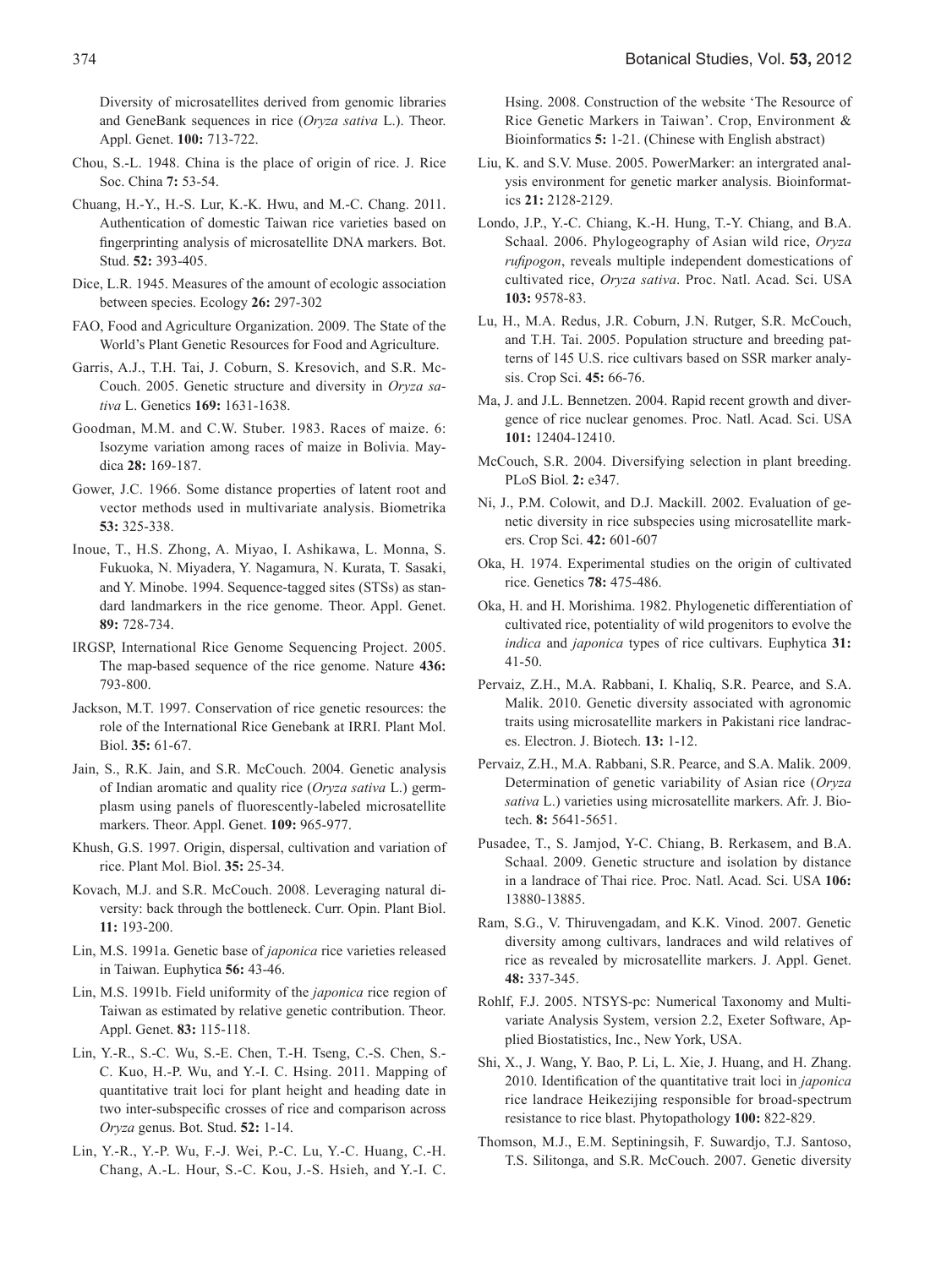Diversity of microsatellites derived from genomic libraries and GeneBank sequences in rice (*Oryza sativa* L.). Theor. Appl. Genet. **100:** 713-722.

Chou, S.-L. 1948. China is the place of origin of rice. J. Rice Soc. China **7:** 53-54.

Chuang, H.-Y., H.-S. Lur, K.-K. Hwu, and M.-C. Chang. 2011. Authentication of domestic Taiwan rice varieties based on fingerprinting analysis of microsatellite DNA markers. Bot. Stud. **52:** 393-405.

Dice, L.R. 1945. Measures of the amount of ecologic association between species. Ecology **26:** 297-302

FAO, Food and Agriculture Organization. 2009. The State of the World's Plant Genetic Resources for Food and Agriculture.

Garris, A.J., T.H. Tai, J. Coburn, S. Kresovich, and S.R. McCouch. 2005. Genetic structure and diversity in *Oryza sativa* L. Genetics **169:** 1631-1638.

Goodman, M.M. and C.W. Stuber. 1983. Races of maize. 6: Isozyme variation among races of maize in Bolivia. Maydica **28:** 169-187.

Gower, J.C. 1966. Some distance properties of latent root and vector methods used in multivariate analysis. Biometrika **53:** 325-338.

Inoue, T., H.S. Zhong, A. Miyao, I. Ashikawa, L. Monna, S. Fukuoka, N. Miyadera, Y. Nagamura, N. Kurata, T. Sasaki, and Y. Minobe. 1994. Sequence-tagged sites (STSs) as standard landmarkers in the rice genome. Theor. Appl. Genet. **89:** 728-734.

IRGSP, International Rice Genome Sequencing Project. 2005. The map-based sequence of the rice genome. Nature **436:** 793-800.

Jackson, M.T. 1997. Conservation of rice genetic resources: the role of the International Rice Genebank at IRRI. Plant Mol. Biol. **35:** 61-67.

Jain, S., R.K. Jain, and S.R. McCouch. 2004. Genetic analysis of Indian aromatic and quality rice (*Oryza sativa* L.) germplasm using panels of fluorescently-labeled microsatellite markers. Theor. Appl. Genet. **109:** 965-977.

Khush, G.S. 1997. Origin, dispersal, cultivation and variation of rice. Plant Mol. Biol. **35:** 25-34.

Kovach, M.J. and S.R. McCouch. 2008. Leveraging natural diversity: back through the bottleneck. Curr. Opin. Plant Biol. **11:** 193-200.

Lin, M.S. 1991a. Genetic base of *japonica* rice varieties released in Taiwan. Euphytica **56:** 43-46.

Lin, M.S. 1991b. Field uniformity of the *japonica* rice region of Taiwan as estimated by relative genetic contribution. Theor. Appl. Genet. **83:** 115-118.

Lin, Y.-R., S.-C. Wu, S.-E. Chen, T.-H. Tseng, C.-S. Chen, S.-C. Kuo, H.-P. Wu, and Y.-I. C. Hsing. 2011. Mapping of quantitative trait loci for plant height and heading date in two inter-subspecific crosses of rice and comparison across *Oryza* genus. Bot. Stud. **52:** 1-14.

Lin, Y.-R., Y.-P. Wu, F.-J. Wei, P.-C. Lu, Y.-C. Huang, C.-H. Chang, A.-L. Hour, S.-C. Kou, J.-S. Hsieh, and Y.-I. C. Hsing. 2008. Construction of the website 'The Resource of Rice Genetic Markers in Taiwan'. Crop, Environment & Bioinformatics **5:** 1-21. (Chinese with English abstract)

Liu, K. and S.V. Muse. 2005. PowerMarker: an intergrated analysis environment for genetic marker analysis. Bioinformatics **21:** 2128-2129.

Londo, J.P., Y.-C. Chiang, K.-H. Hung, T.-Y. Chiang, and B.A. Schaal. 2006. Phylogeography of Asian wild rice, *Oryza rufipogon*, reveals multiple independent domestications of cultivated rice, *Oryza sativa*. Proc. Natl. Acad. Sci. USA **103:** 9578-83.

Lu, H., M.A. Redus, J.R. Coburn, J.N. Rutger, S.R. McCouch, and T.H. Tai. 2005. Population structure and breeding patterns of 145 U.S. rice cultivars based on SSR marker analysis. Crop Sci. **45:** 66-76.

Ma, J. and J.L. Bennetzen. 2004. Rapid recent growth and divergence of rice nuclear genomes. Proc. Natl. Acad. Sci. USA **101:** 12404-12410.

McCouch, S.R. 2004. Diversifying selection in plant breeding. PLoS Biol. **2:** e347.

Ni, J., P.M. Colowit, and D.J. Mackill. 2002. Evaluation of genetic diversity in rice subspecies using microsatellite markers. Crop Sci. **42:** 601-607

Oka, H. 1974. Experimental studies on the origin of cultivated rice. Genetics **78:** 475-486.

Oka, H. and H. Morishima. 1982. Phylogenetic differentiation of cultivated rice, potentiality of wild progenitors to evolve the *indica* and *japonica* types of rice cultivars. Euphytica **31:** 41-50.

Pervaiz, Z.H., M.A. Rabbani, I. Khaliq, S.R. Pearce, and S.A. Malik. 2010. Genetic diversity associated with agronomic traits using microsatellite markers in Pakistani rice landraces. Electron. J. Biotech. **13:** 1-12.

Pervaiz, Z.H., M.A. Rabbani, S.R. Pearce, and S.A. Malik. 2009. Determination of genetic variability of Asian rice (*Oryza sativa* L.) varieties using microsatellite markers. Afr. J. Biotech. **8:** 5641-5651.

Pusadee, T., S. Jamjod, Y-C. Chiang, B. Rerkasem, and B.A. Schaal. 2009. Genetic structure and isolation by distance in a landrace of Thai rice. Proc. Natl. Acad. Sci. USA **106:** 13880-13885.

Ram, S.G., V. Thiruvengadam, and K.K. Vinod. 2007. Genetic diversity among cultivars, landraces and wild relatives of rice as revealed by microsatellite markers. J. Appl. Genet. **48:** 337-345.

Rohlf, F.J. 2005. NTSYS-pc: Numerical Taxonomy and Multivariate Analysis System, version 2.2, Exeter Software, Applied Biostatistics, Inc., New York, USA.

Shi, X., J. Wang, Y. Bao, P. Li, L. Xie, J. Huang, and H. Zhang. 2010. Identification of the quantitative trait loci in *japonica* rice landrace Heikezijing responsible for broad-spectrum resistance to rice blast. Phytopathology **100:** 822-829.

Thomson, M.J., E.M. Septiningsih, F. Suwardjo, T.J. Santoso, T.S. Silitonga, and S.R. McCouch. 2007. Genetic diversity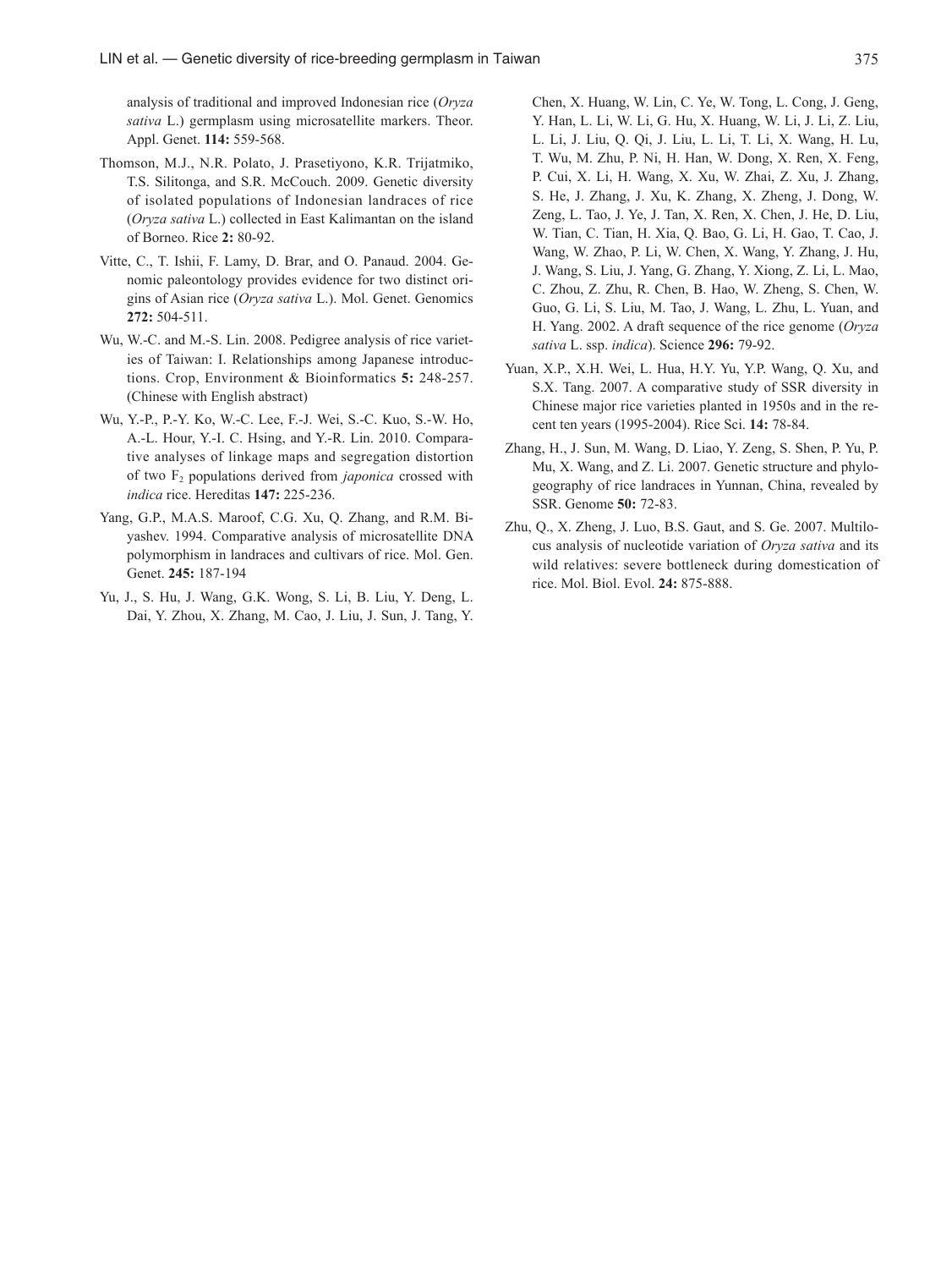analysis of traditional and improved Indonesian rice (*Oryza sativa* L.) germplasm using microsatellite markers. Theor. Appl. Genet. **114:** 559-568.

Thomson, M.J., N.R. Polato, J. Prasetiyono, K.R. Trijatmiko, T.S. Silitonga, and S.R. McCouch. 2009. Genetic diversity of isolated populations of Indonesian landraces of rice (*Oryza sativa* L.) collected in East Kalimantan on the island of Borneo. Rice **2:** 80-92.

Vitte, C., T. Ishii, F. Lamy, D. Brar, and O. Panaud. 2004. Genomic paleontology provides evidence for two distinct origins of Asian rice (*Oryza sativa* L.). Mol. Genet. Genomics **272:** 504-511.

Wu, W.-C. and M.-S. Lin. 2008. Pedigree analysis of rice varieties of Taiwan: I. Relationships among Japanese introductions. Crop, Environment & Bioinformatics **5:** 248-257. (Chinese with English abstract)

Wu, Y.-P., P.-Y. Ko, W.-C. Lee, F.-J. Wei, S.-C. Kuo, S.-W. Ho, A.-L. Hour, Y.-I. C. Hsing, and Y.-R. Lin. 2010. Comparative analyses of linkage maps and segregation distortion of two $F_2$ populations derived from *japonica* crossed with *indica* rice. Hereditas **147:** 225-236.

Yang, G.P., M.A.S. Maroof, C.G. Xu, Q. Zhang, and R.M. Biyashev. 1994. Comparative analysis of microsatellite DNA polymorphism in landraces and cultivars of rice. Mol. Gen. Genet. **245:** 187-194

Yu, J., S. Hu, J. Wang, G.K. Wong, S. Li, B. Liu, Y. Deng, L. Dai, Y. Zhou, X. Zhang, M. Cao, J. Liu, J. Sun, J. Tang, Y. Chen, X. Huang, W. Lin, C. Ye, W. Tong, L. Cong, J. Geng, Y. Han, L. Li, W. Li, G. Hu, X. Huang, W. Li, J. Li, Z. Liu, L. Li, J. Liu, Q. Qi, J. Liu, L. Li, T. Li, X. Wang, H. Lu, T. Wu, M. Zhu, P. Ni, H. Han, W. Dong, X. Ren, X. Feng, P. Cui, X. Li, H. Wang, X. Xu, W. Zhai, Z. Xu, J. Zhang, S. He, J. Zhang, J. Xu, K. Zhang, X. Zheng, J. Dong, W. Zeng, L. Tao, J. Ye, J. Tan, X. Ren, X. Chen, J. He, D. Liu, W. Tian, C. Tian, H. Xia, Q. Bao, G. Li, H. Gao, T. Cao, J. Wang, W. Zhao, P. Li, W. Chen, X. Wang, Y. Zhang, J. Hu, J. Wang, S. Liu, J. Yang, G. Zhang, Y. Xiong, Z. Li, L. Mao, C. Zhou, Z. Zhu, R. Chen, B. Hao, W. Zheng, S. Chen, W. Guo, G. Li, S. Liu, M. Tao, J. Wang, L. Zhu, L. Yuan, and H. Yang. 2002. A draft sequence of the rice genome (*Oryza sativa* L. ssp. *indica*). Science **296:** 79-92.

Yuan, X.P., X.H. Wei, L. Hua, H.Y. Yu, Y.P. Wang, Q. Xu, and S.X. Tang. 2007. A comparative study of SSR diversity in Chinese major rice varieties planted in 1950s and in the recent ten years (1995-2004). Rice Sci. **14:** 78-84.

Zhang, H., J. Sun, M. Wang, D. Liao, Y. Zeng, S. Shen, P. Yu, P. Mu, X. Wang, and Z. Li. 2007. Genetic structure and phylogeography of rice landraces in Yunnan, China, revealed by SSR. Genome **50:** 72-83.

Zhu, Q., X. Zheng, J. Luo, B.S. Gaut, and S. Ge. 2007. Multilocus analysis of nucleotide variation of *Oryza sativa* and its wild relatives: severe bottleneck during domestication of rice. Mol. Biol. Evol. **24:** 875-888.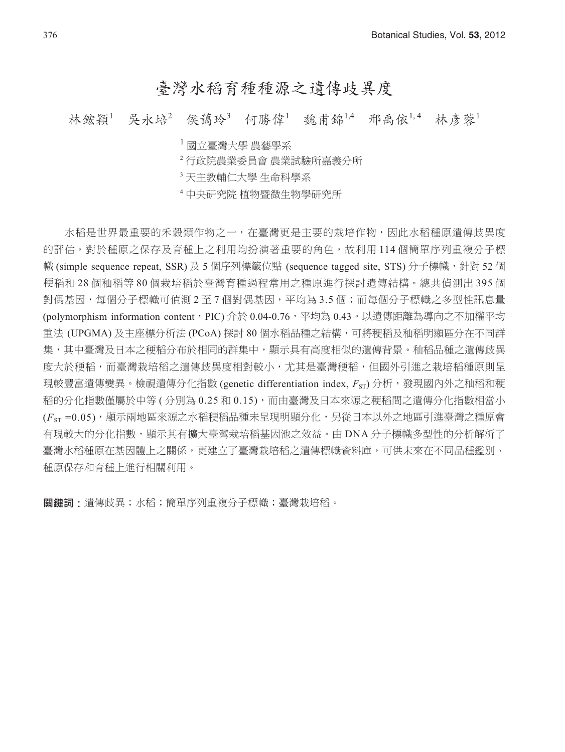# 臺灣水稻育種種源之遺傳歧異度

林鉉穎[1]　吳永培[2]　侯藹玲[3]　何勝偉[1]　魏甫錦[1,4]　邢禹依[1,4]　林彥蓉[1]

[1] 國立臺灣大學 農藝學系

[2] 行政院農業委員會 農業試驗所嘉義分所

[3] 天主教輔仁大學 生命科學系

[4] 中央研究院 植物暨微生物學研究所

水稻是世界最重要的禾穀類作物之一，在臺灣更是主要的栽培作物，因此水稻種原遺傳歧異度的評估，對於種原之保存及育種上之利用均扮演著重要的角色，故利用 114 個簡單序列重複分子標幟 (simple sequence repeat, SSR) 及 5 個序列標籤位點 (sequence tagged site, STS) 分子標幟，針對 52 個粳稻和 28 個秈稻等 80 個栽培稻於臺灣育種過程常用之種原進行探討遺傳結構。總共偵測出 395 個對偶基因，每個分子標幟可偵測 2 至 7 個對偶基因，平均為 3.5 個；而每個分子標幟之多型性訊息量 (polymorphism information content，PIC) 介於 0.04-0.76，平均為 0.43。以遺傳距離為導向之不加權平均重法 (UPGMA) 及主座標分析法 (PCoA) 探討 80 個水稻品種之結構，可將粳稻及秈稻明顯區分在不同群集，其中臺灣及日本之粳稻分布於相同的群集中，顯示具有高度相似的遺傳背景。秈稻品種之遺傳歧異度大於粳稻，而臺灣栽培稻之遺傳歧異度相對較小，尤其是臺灣粳稻，但國外引進之栽培稻種原則呈現較豐富遺傳變異。檢視遺傳分化指數 (genetic differentiation index, $F_{ST}$) 分析，發現國內外之秈稻和粳稻的分化指數僅屬於中等 ( 分別為 0.25 和 0.15)，而由臺灣及日本來源之粳稻間之遺傳分化指數相當小 ($F_{ST}$ =0.05)，顯示兩地區來源之水稻粳稻品種未呈現明顯分化，另從日本以外之地區引進臺灣之種原會有現較大的分化指數，顯示其有擴大臺灣栽培稻基因池之效益。由 DNA 分子標幟多型性的分析解析了臺灣水稻種原在基因體上之關係，更建立了臺灣栽培稻之遺傳標幟資料庫，可供未來在不同品種鑑別、種原保存和育種上進行相關利用。

**關鍵詞**：遺傳歧異；水稻；簡單序列重複分子標幟；臺灣栽培稻。